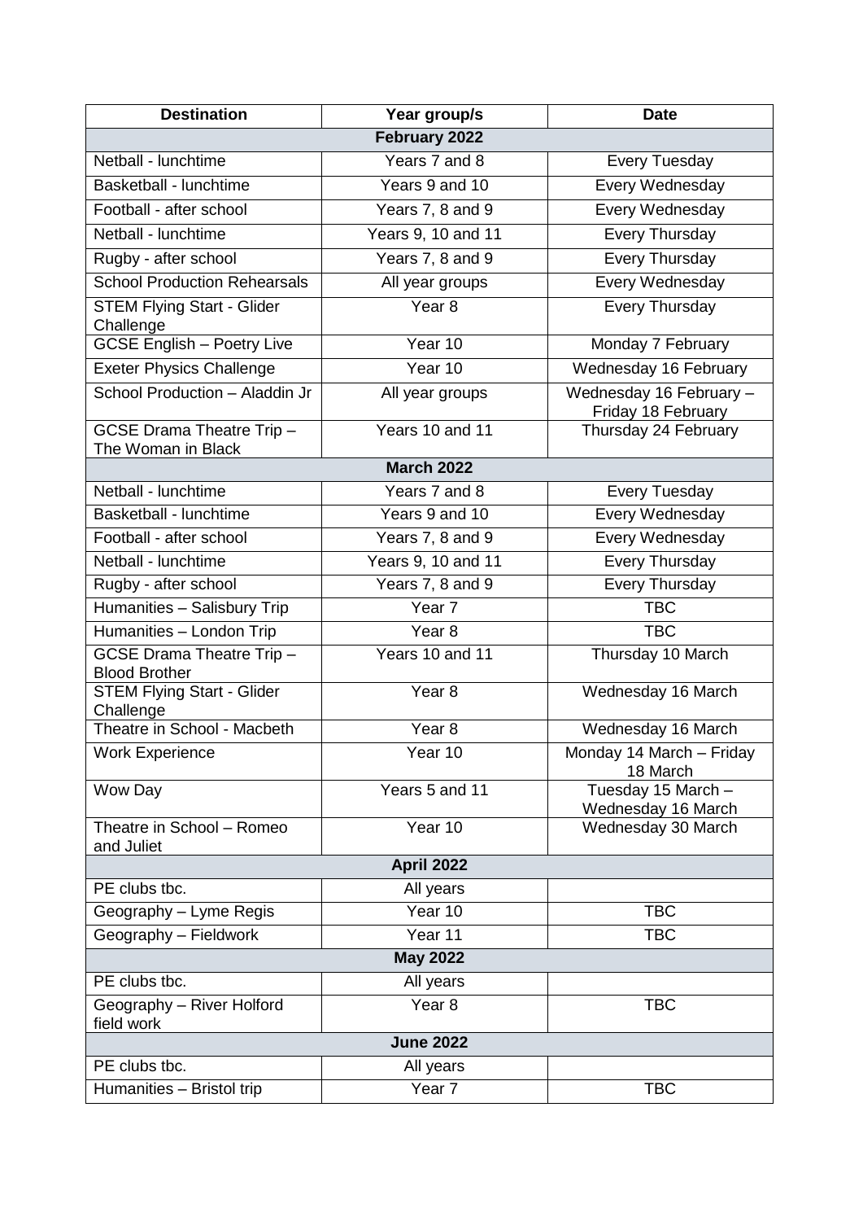| Destination | Year group/s | Date |
|---|---|---|
| **February 2022** | | |
| Netball - lunchtime | Years 7 and 8 | Every Tuesday |
| Basketball - lunchtime | Years 9 and 10 | Every Wednesday |
| Football - after school | Years 7, 8 and 9 | Every Wednesday |
| Netball - lunchtime | Years 9, 10 and 11 | Every Thursday |
| Rugby - after school | Years 7, 8 and 9 | Every Thursday |
| School Production Rehearsals | All year groups | Every Wednesday |
| STEM Flying Start - Glider Challenge | Year 8 | Every Thursday |
| GCSE English – Poetry Live | Year 10 | Monday 7 February |
| Exeter Physics Challenge | Year 10 | Wednesday 16 February |
| School Production – Aladdin Jr | All year groups | Wednesday 16 February – Friday 18 February |
| GCSE Drama Theatre Trip – The Woman in Black | Years 10 and 11 | Thursday 24 February |
| **March 2022** | | |
| Netball - lunchtime | Years 7 and 8 | Every Tuesday |
| Basketball - lunchtime | Years 9 and 10 | Every Wednesday |
| Football - after school | Years 7, 8 and 9 | Every Wednesday |
| Netball - lunchtime | Years 9, 10 and 11 | Every Thursday |
| Rugby - after school | Years 7, 8 and 9 | Every Thursday |
| Humanities – Salisbury Trip | Year 7 | TBC |
| Humanities – London Trip | Year 8 | TBC |
| GCSE Drama Theatre Trip – Blood Brother | Years 10 and 11 | Thursday 10 March |
| STEM Flying Start - Glider Challenge | Year 8 | Wednesday 16 March |
| Theatre in School - Macbeth | Year 8 | Wednesday 16 March |
| Work Experience | Year 10 | Monday 14 March – Friday 18 March |
| Wow Day | Years 5 and 11 | Tuesday 15 March – Wednesday 16 March |
| Theatre in School – Romeo and Juliet | Year 10 | Wednesday 30 March |
| **April 2022** | | |
| PE clubs tbc. | All years | |
| Geography – Lyme Regis | Year 10 | TBC |
| Geography – Fieldwork | Year 11 | TBC |
| **May 2022** | | |
| PE clubs tbc. | All years | |
| Geography – River Holford field work | Year 8 | TBC |
| **June 2022** | | |
| PE clubs tbc. | All years | |
| Humanities – Bristol trip | Year 7 | TBC |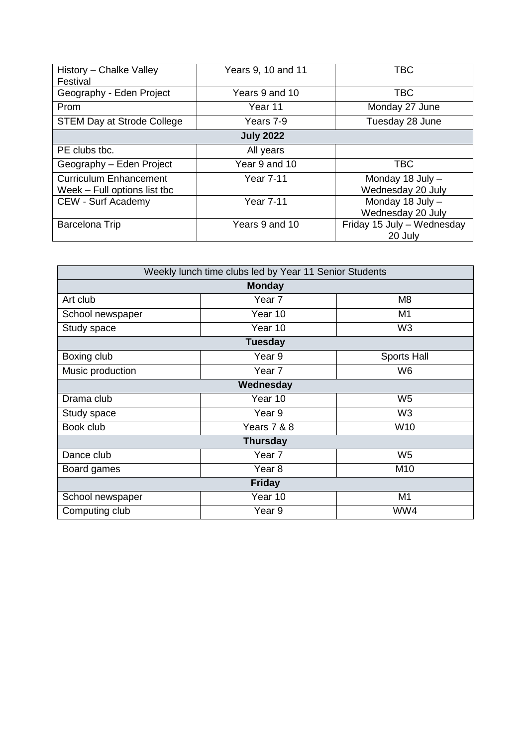| | | |
|---|---|---|
| History – Chalke Valley Festival | Years 9, 10 and 11 | TBC |
| Geography - Eden Project | Years 9 and 10 | TBC |
| Prom | Year 11 | Monday 27 June |
| STEM Day at Strode College | Years 7-9 | Tuesday 28 June |
| **July 2022** | | |
| PE clubs tbc. | All years | |
| Geography – Eden Project | Year 9 and 10 | TBC |
| Curriculum Enhancement Week – Full options list tbc | Year 7-11 | Monday 18 July – Wednesday 20 July |
| CEW - Surf Academy | Year 7-11 | Monday 18 July – Wednesday 20 July |
| Barcelona Trip | Years 9 and 10 | Friday 15 July – Wednesday 20 July |

| Weekly lunch time clubs led by Year 11 Senior Students | | |
|---|---|---|
| **Monday** | | |
| Art club | Year 7 | M8 |
| School newspaper | Year 10 | M1 |
| Study space | Year 10 | W3 |
| **Tuesday** | | |
| Boxing club | Year 9 | Sports Hall |
| Music production | Year 7 | W6 |
| **Wednesday** | | |
| Drama club | Year 10 | W5 |
| Study space | Year 9 | W3 |
| Book club | Years 7 & 8 | W10 |
| **Thursday** | | |
| Dance club | Year 7 | W5 |
| Board games | Year 8 | M10 |
| **Friday** | | |
| School newspaper | Year 10 | M1 |
| Computing club | Year 9 | WW4 |